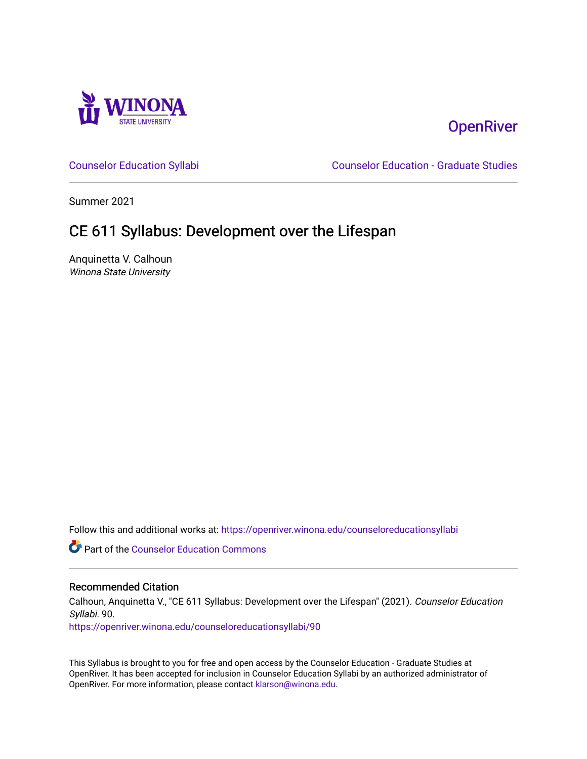Winona State University

OpenRiver

Counselor Education Syllabi | Counselor Education - Graduate Studies

Summer 2021

# CE 611 Syllabus: Development over the Lifespan

Anquinetta V. Calhoun
*Winona State University*

Follow this and additional works at: https://openriver.winona.edu/counseloreducationsyllabi

Part of the Counselor Education Commons

## Recommended Citation

Calhoun, Anquinetta V., "CE 611 Syllabus: Development over the Lifespan" (2021). *Counselor Education Syllabi*. 90.
https://openriver.winona.edu/counseloreducationsyllabi/90

This Syllabus is brought to you for free and open access by the Counselor Education - Graduate Studies at OpenRiver. It has been accepted for inclusion in Counselor Education Syllabi by an authorized administrator of OpenRiver. For more information, please contact klarson@winona.edu.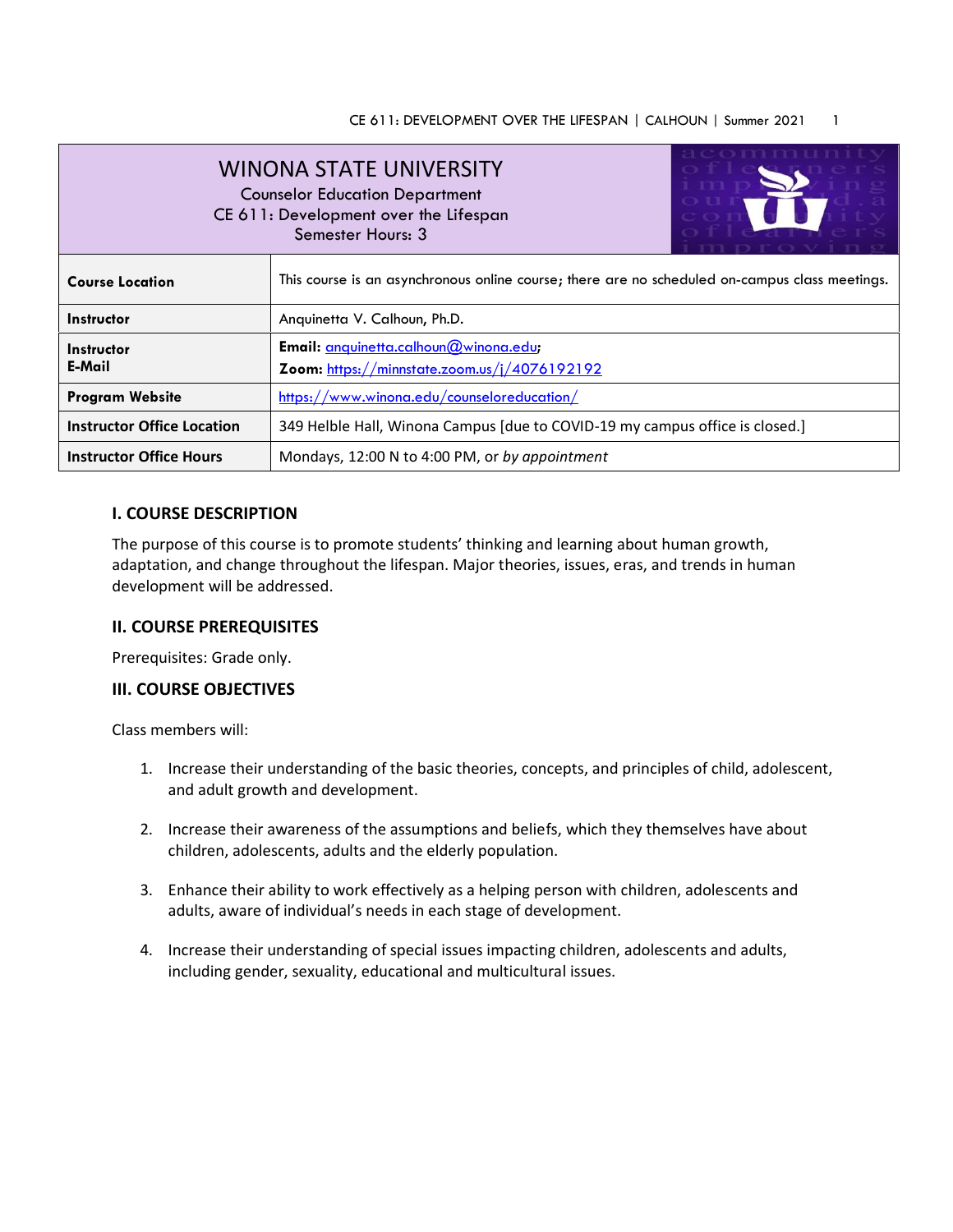# WINONA STATE UNIVERSITY

Counselor Education Department
CE 611: Development over the Lifespan
Semester Hours: 3

| | |
|---|---|
| **Course Location** | This course is an asynchronous online course; there are no scheduled on-campus class meetings. |
| **Instructor** | Anquinetta V. Calhoun, Ph.D. |
| **Instructor E-Mail** | **Email:** anquinetta.calhoun@winona.edu; **Zoom:** https://minnstate.zoom.us/j/4076192192 |
| **Program Website** | https://www.winona.edu/counseloreducation/ |
| **Instructor Office Location** | 349 Helble Hall, Winona Campus [due to COVID-19 my campus office is closed.] |
| **Instructor Office Hours** | Mondays, 12:00 N to 4:00 PM, or *by appointment* |

## I. COURSE DESCRIPTION

The purpose of this course is to promote students' thinking and learning about human growth, adaptation, and change throughout the lifespan. Major theories, issues, eras, and trends in human development will be addressed.

## II. COURSE PREREQUISITES

Prerequisites: Grade only.

## III. COURSE OBJECTIVES

Class members will:

1. Increase their understanding of the basic theories, concepts, and principles of child, adolescent, and adult growth and development.
2. Increase their awareness of the assumptions and beliefs, which they themselves have about children, adolescents, adults and the elderly population.
3. Enhance their ability to work effectively as a helping person with children, adolescents and adults, aware of individual's needs in each stage of development.
4. Increase their understanding of special issues impacting children, adolescents and adults, including gender, sexuality, educational and multicultural issues.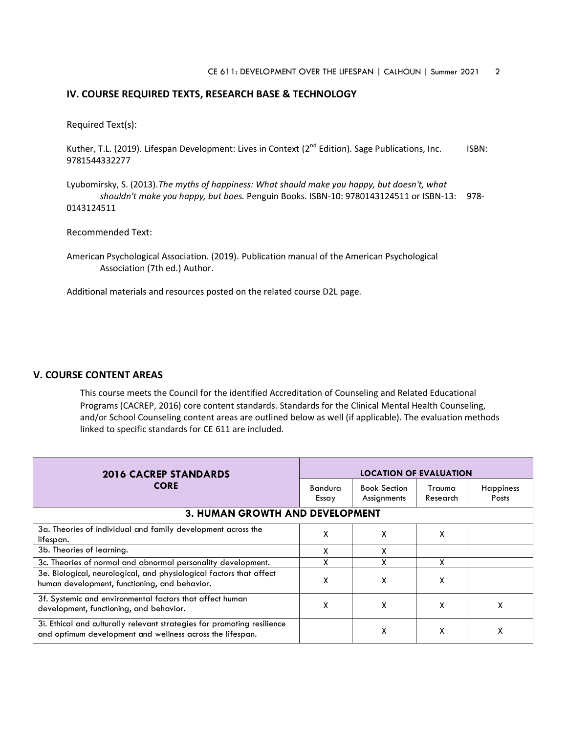## IV. COURSE REQUIRED TEXTS, RESEARCH BASE & TECHNOLOGY

Required Text(s):

Kuther, T.L. (2019). Lifespan Development: Lives in Context (2nd Edition). Sage Publications, Inc. ISBN: 9781544332277

Lyubomirsky, S. (2013). *The myths of happiness: What should make you happy, but doesn't, what shouldn't make you happy, but boes.* Penguin Books. ISBN-10: 9780143124511 or ISBN-13: 978-0143124511

Recommended Text:

American Psychological Association. (2019). Publication manual of the American Psychological Association (7th ed.) Author.

Additional materials and resources posted on the related course D2L page.

## V. COURSE CONTENT AREAS

This course meets the Council for the identified Accreditation of Counseling and Related Educational Programs (CACREP, 2016) core content standards. Standards for the Clinical Mental Health Counseling, and/or School Counseling content areas are outlined below as well (if applicable). The evaluation methods linked to specific standards for CE 611 are included.

| **2016 CACREP STANDARDS CORE** | **LOCATION OF EVALUATION** | | | |
|---|---|---|---|---|
| | Bandura Essay | Book Section Assignments | Trauma Research | Happiness Posts |
| **3. HUMAN GROWTH AND DEVELOPMENT** | | | | |
| 3a. Theories of individual and family development across the lifespan. | X | X | X | |
| 3b. Theories of learning. | X | X | | |
| 3c. Theories of normal and abnormal personality development. | X | X | X | |
| 3e. Biological, neurological, and physiological factors that affect human development, functioning, and behavior. | X | X | X | |
| 3f. Systemic and environmental factors that affect human development, functioning, and behavior. | X | X | X | X |
| 3i. Ethical and culturally relevant strategies for promoting resilience and optimum development and wellness across the lifespan. | | X | X | X |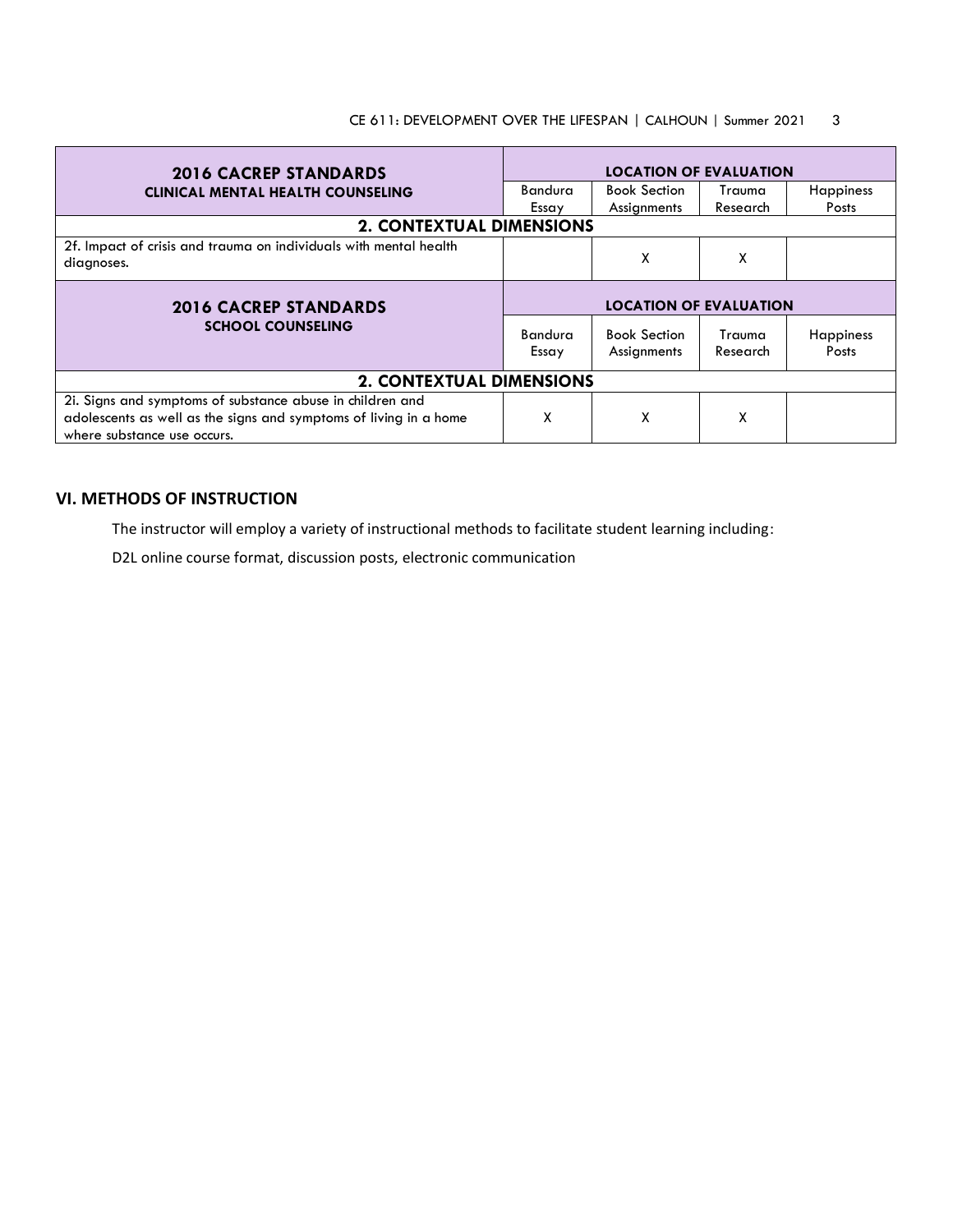| 2016 CACREP STANDARDS CLINICAL MENTAL HEALTH COUNSELING | LOCATION OF EVALUATION | | | |
|---|---|---|---|---|
| | Bandura Essay | Book Section Assignments | Trauma Research | Happiness Posts |
| **2. CONTEXTUAL DIMENSIONS** | | | | |
| 2f. Impact of crisis and trauma on individuals with mental health diagnoses. | | X | X | |

| 2016 CACREP STANDARDS SCHOOL COUNSELING | LOCATION OF EVALUATION | | | |
|---|---|---|---|---|
| | Bandura Essay | Book Section Assignments | Trauma Research | Happiness Posts |
| **2. CONTEXTUAL DIMENSIONS** | | | | |
| 2i. Signs and symptoms of substance abuse in children and adolescents as well as the signs and symptoms of living in a home where substance use occurs. | X | X | X | |

## VI. METHODS OF INSTRUCTION

The instructor will employ a variety of instructional methods to facilitate student learning including:

D2L online course format, discussion posts, electronic communication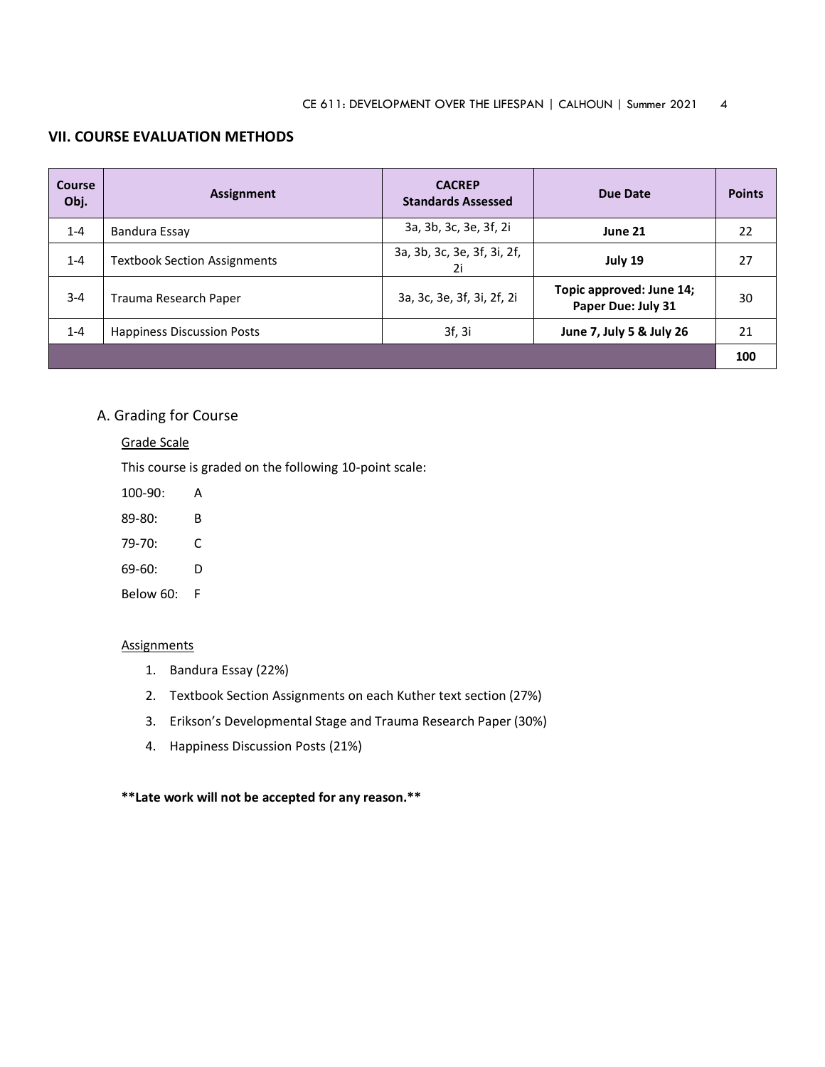## VII. COURSE EVALUATION METHODS

| Course Obj. | Assignment | CACREP Standards Assessed | Due Date | Points |
|---|---|---|---|---|
| 1-4 | Bandura Essay | 3a, 3b, 3c, 3e, 3f, 2i | **June 21** | 22 |
| 1-4 | Textbook Section Assignments | 3a, 3b, 3c, 3e, 3f, 3i, 2f, 2i | **July 19** | 27 |
| 3-4 | Trauma Research Paper | 3a, 3c, 3e, 3f, 3i, 2f, 2i | **Topic approved: June 14; Paper Due: July 31** | 30 |
| 1-4 | Happiness Discussion Posts | 3f, 3i | **June 7, July 5 & July 26** | 21 |
| | | | | **100** |

### A. Grading for Course

Grade Scale

This course is graded on the following 10-point scale:

100-90: A

89-80: B

79-70: C

69-60: D

Below 60: F

Assignments

1. Bandura Essay (22%)
2. Textbook Section Assignments on each Kuther text section (27%)
3. Erikson's Developmental Stage and Trauma Research Paper (30%)
4. Happiness Discussion Posts (21%)

**\*\*Late work will not be accepted for any reason.\*\***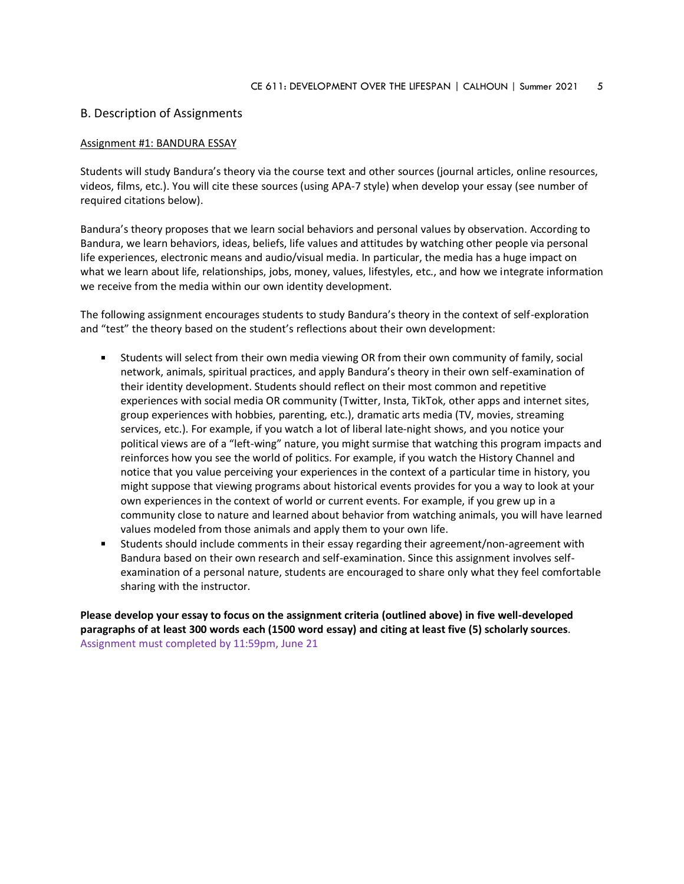## B. Description of Assignments

Assignment #1: BANDURA ESSAY

Students will study Bandura's theory via the course text and other sources (journal articles, online resources, videos, films, etc.). You will cite these sources (using APA-7 style) when develop your essay (see number of required citations below).

Bandura's theory proposes that we learn social behaviors and personal values by observation. According to Bandura, we learn behaviors, ideas, beliefs, life values and attitudes by watching other people via personal life experiences, electronic means and audio/visual media. In particular, the media has a huge impact on what we learn about life, relationships, jobs, money, values, lifestyles, etc., and how we integrate information we receive from the media within our own identity development.

The following assignment encourages students to study Bandura's theory in the context of self-exploration and "test" the theory based on the student's reflections about their own development:

- Students will select from their own media viewing OR from their own community of family, social network, animals, spiritual practices, and apply Bandura's theory in their own self-examination of their identity development. Students should reflect on their most common and repetitive experiences with social media OR community (Twitter, Insta, TikTok, other apps and internet sites, group experiences with hobbies, parenting, etc.), dramatic arts media (TV, movies, streaming services, etc.). For example, if you watch a lot of liberal late-night shows, and you notice your political views are of a "left-wing" nature, you might surmise that watching this program impacts and reinforces how you see the world of politics. For example, if you watch the History Channel and notice that you value perceiving your experiences in the context of a particular time in history, you might suppose that viewing programs about historical events provides for you a way to look at your own experiences in the context of world or current events. For example, if you grew up in a community close to nature and learned about behavior from watching animals, you will have learned values modeled from those animals and apply them to your own life.
- Students should include comments in their essay regarding their agreement/non-agreement with Bandura based on their own research and self-examination. Since this assignment involves self-examination of a personal nature, students are encouraged to share only what they feel comfortable sharing with the instructor.

**Please develop your essay to focus on the assignment criteria (outlined above) in five well-developed paragraphs of at least 300 words each (1500 word essay) and citing at least five (5) scholarly sources**.
Assignment must completed by 11:59pm, June 21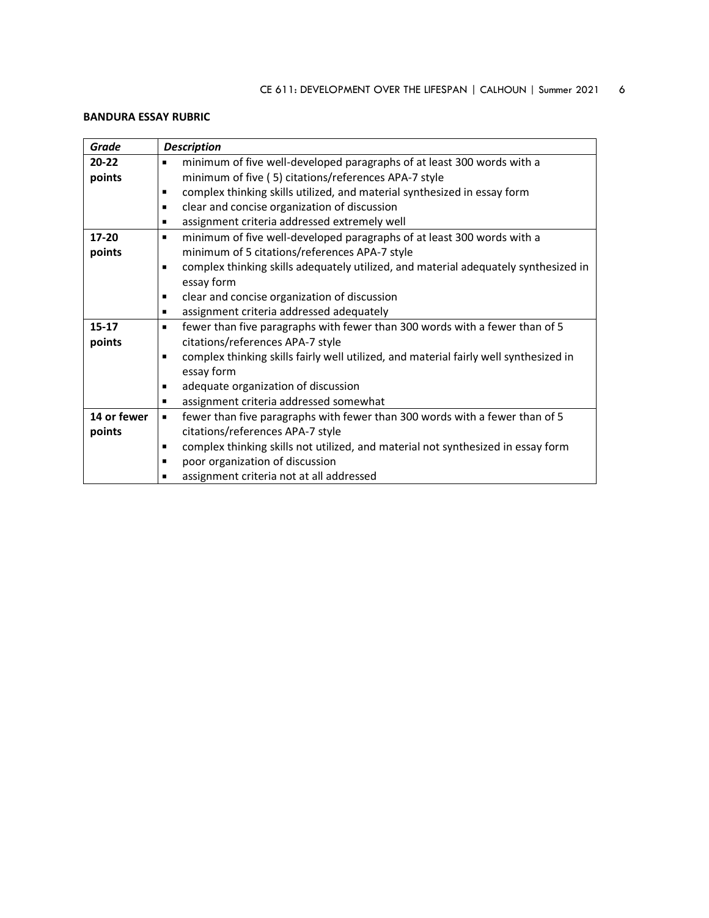**BANDURA ESSAY RUBRIC**

| *Grade* | *Description* |
|---|---|
| **20-22 points** | ▪ minimum of five well-developed paragraphs of at least 300 words with a minimum of five ( 5) citations/references APA-7 style<br>▪ complex thinking skills utilized, and material synthesized in essay form<br>▪ clear and concise organization of discussion<br>▪ assignment criteria addressed extremely well |
| **17-20 points** | ▪ minimum of five well-developed paragraphs of at least 300 words with a minimum of 5 citations/references APA-7 style<br>▪ complex thinking skills adequately utilized, and material adequately synthesized in essay form<br>▪ clear and concise organization of discussion<br>▪ assignment criteria addressed adequately |
| **15-17 points** | ▪ fewer than five paragraphs with fewer than 300 words with a fewer than of 5 citations/references APA-7 style<br>▪ complex thinking skills fairly well utilized, and material fairly well synthesized in essay form<br>▪ adequate organization of discussion<br>▪ assignment criteria addressed somewhat |
| **14 or fewer points** | ▪ fewer than five paragraphs with fewer than 300 words with a fewer than of 5 citations/references APA-7 style<br>▪ complex thinking skills not utilized, and material not synthesized in essay form<br>▪ poor organization of discussion<br>▪ assignment criteria not at all addressed |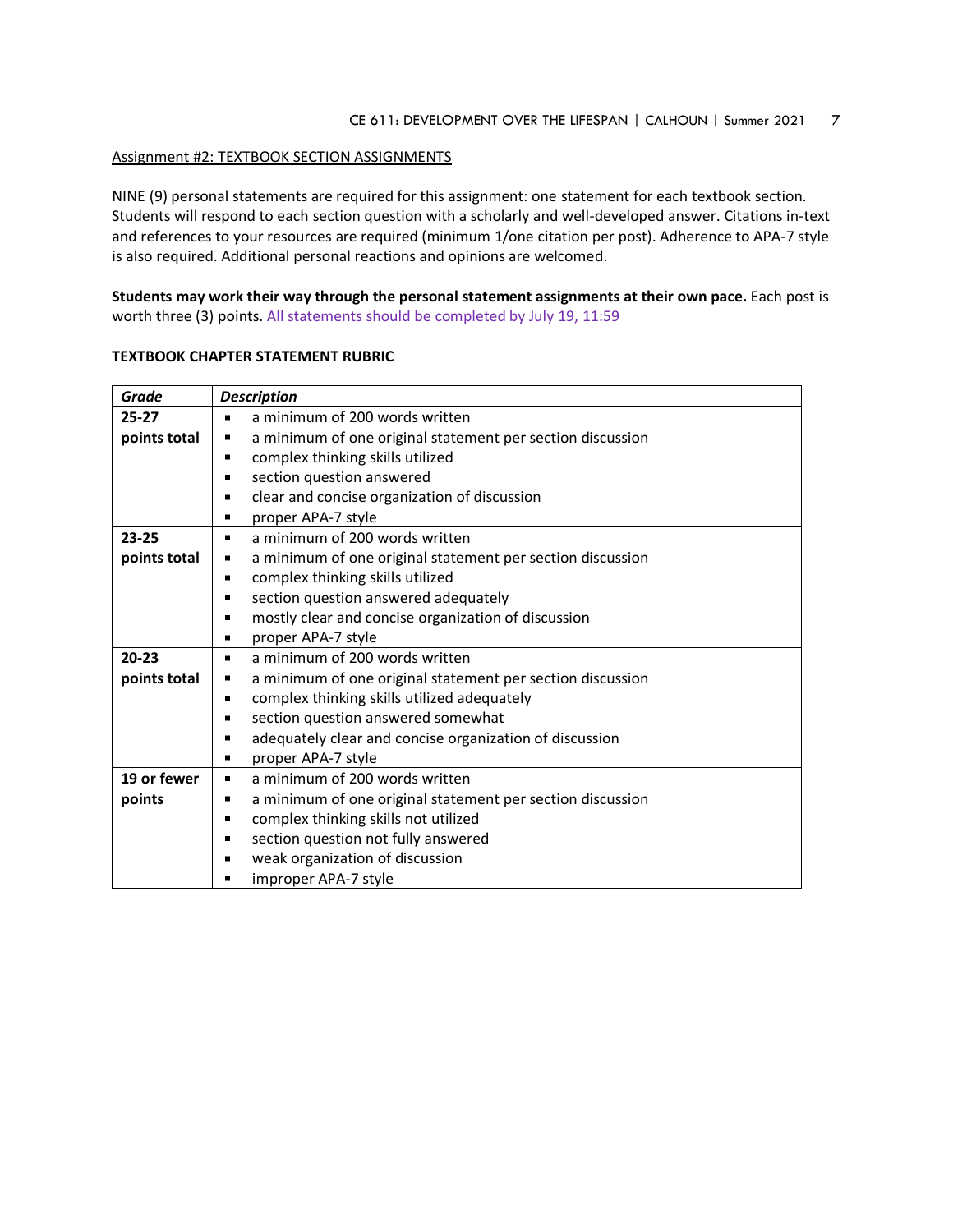Assignment #2: TEXTBOOK SECTION ASSIGNMENTS

NINE (9) personal statements are required for this assignment: one statement for each textbook section. Students will respond to each section question with a scholarly and well-developed answer. Citations in-text and references to your resources are required (minimum 1/one citation per post). Adherence to APA-7 style is also required. Additional personal reactions and opinions are welcomed.

**Students may work their way through the personal statement assignments at their own pace.** Each post is worth three (3) points. All statements should be completed by July 19, 11:59

**TEXTBOOK CHAPTER STATEMENT RUBRIC**

| *Grade* | *Description* |
|---|---|
| **25-27 points total** | ▪ a minimum of 200 words written<br>▪ a minimum of one original statement per section discussion<br>▪ complex thinking skills utilized<br>▪ section question answered<br>▪ clear and concise organization of discussion<br>▪ proper APA-7 style |
| **23-25 points total** | ▪ a minimum of 200 words written<br>▪ a minimum of one original statement per section discussion<br>▪ complex thinking skills utilized<br>▪ section question answered adequately<br>▪ mostly clear and concise organization of discussion<br>▪ proper APA-7 style |
| **20-23 points total** | ▪ a minimum of 200 words written<br>▪ a minimum of one original statement per section discussion<br>▪ complex thinking skills utilized adequately<br>▪ section question answered somewhat<br>▪ adequately clear and concise organization of discussion<br>▪ proper APA-7 style |
| **19 or fewer points** | ▪ a minimum of 200 words written<br>▪ a minimum of one original statement per section discussion<br>▪ complex thinking skills not utilized<br>▪ section question not fully answered<br>▪ weak organization of discussion<br>▪ improper APA-7 style |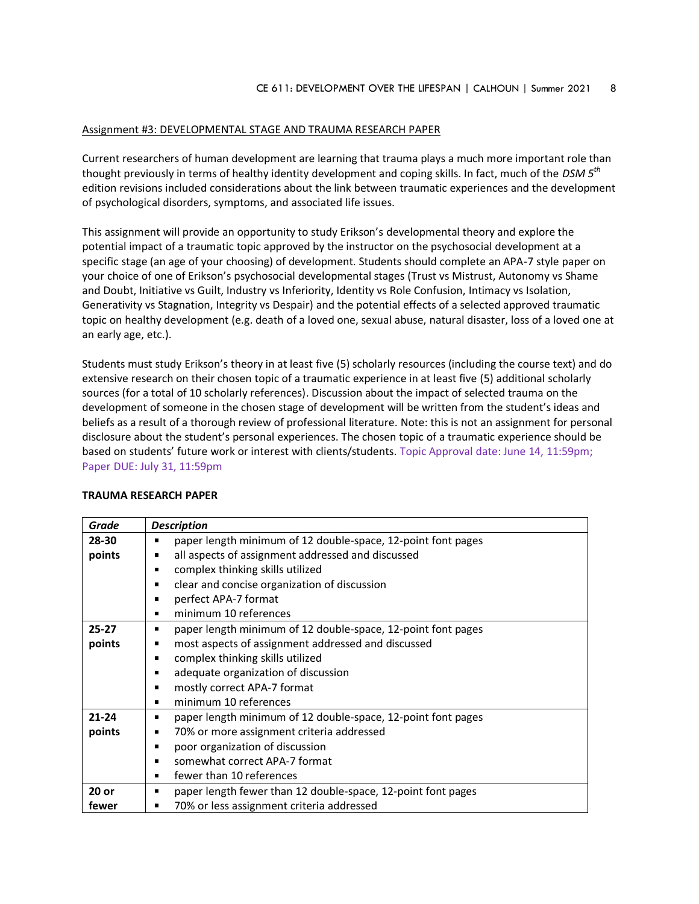Assignment #3: DEVELOPMENTAL STAGE AND TRAUMA RESEARCH PAPER

Current researchers of human development are learning that trauma plays a much more important role than thought previously in terms of healthy identity development and coping skills. In fact, much of the *DSM 5th* edition revisions included considerations about the link between traumatic experiences and the development of psychological disorders, symptoms, and associated life issues.

This assignment will provide an opportunity to study Erikson's developmental theory and explore the potential impact of a traumatic topic approved by the instructor on the psychosocial development at a specific stage (an age of your choosing) of development. Students should complete an APA-7 style paper on your choice of one of Erikson's psychosocial developmental stages (Trust vs Mistrust, Autonomy vs Shame and Doubt, Initiative vs Guilt, Industry vs Inferiority, Identity vs Role Confusion, Intimacy vs Isolation, Generativity vs Stagnation, Integrity vs Despair) and the potential effects of a selected approved traumatic topic on healthy development (e.g. death of a loved one, sexual abuse, natural disaster, loss of a loved one at an early age, etc.).

Students must study Erikson's theory in at least five (5) scholarly resources (including the course text) and do extensive research on their chosen topic of a traumatic experience in at least five (5) additional scholarly sources (for a total of 10 scholarly references). Discussion about the impact of selected trauma on the development of someone in the chosen stage of development will be written from the student's ideas and beliefs as a result of a thorough review of professional literature. Note: this is not an assignment for personal disclosure about the student's personal experiences. The chosen topic of a traumatic experience should be based on students' future work or interest with clients/students. Topic Approval date: June 14, 11:59pm; Paper DUE: July 31, 11:59pm

**TRAUMA RESEARCH PAPER**

| ***Grade*** | ***Description*** |
|---|---|
| **28-30 points** | ▪ paper length minimum of 12 double-space, 12-point font pages<br>▪ all aspects of assignment addressed and discussed<br>▪ complex thinking skills utilized<br>▪ clear and concise organization of discussion<br>▪ perfect APA-7 format<br>▪ minimum 10 references |
| **25-27 points** | ▪ paper length minimum of 12 double-space, 12-point font pages<br>▪ most aspects of assignment addressed and discussed<br>▪ complex thinking skills utilized<br>▪ adequate organization of discussion<br>▪ mostly correct APA-7 format<br>▪ minimum 10 references |
| **21-24 points** | ▪ paper length minimum of 12 double-space, 12-point font pages<br>▪ 70% or more assignment criteria addressed<br>▪ poor organization of discussion<br>▪ somewhat correct APA-7 format<br>▪ fewer than 10 references |
| **20 or fewer** | ▪ paper length fewer than 12 double-space, 12-point font pages<br>▪ 70% or less assignment criteria addressed |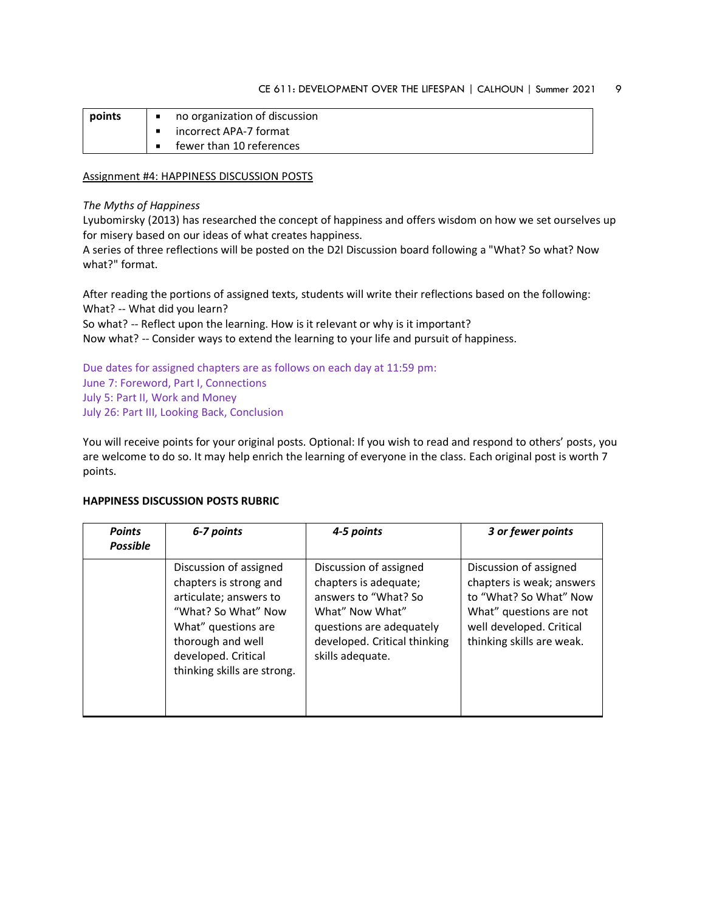| points | ▪ no organization of discussion<br>▪ incorrect APA-7 format<br>▪ fewer than 10 references |
|---|---|

Assignment #4: HAPPINESS DISCUSSION POSTS

*The Myths of Happiness*

Lyubomirsky (2013) has researched the concept of happiness and offers wisdom on how we set ourselves up for misery based on our ideas of what creates happiness.

A series of three reflections will be posted on the D2l Discussion board following a "What? So what? Now what?" format.

After reading the portions of assigned texts, students will write their reflections based on the following:
What? -- What did you learn?
So what? -- Reflect upon the learning. How is it relevant or why is it important?
Now what? -- Consider ways to extend the learning to your life and pursuit of happiness.

Due dates for assigned chapters are as follows on each day at 11:59 pm:
June 7: Foreword, Part I, Connections
July 5: Part II, Work and Money
July 26: Part III, Looking Back, Conclusion

You will receive points for your original posts. Optional: If you wish to read and respond to others' posts, you are welcome to do so. It may help enrich the learning of everyone in the class. Each original post is worth 7 points.

**HAPPINESS DISCUSSION POSTS RUBRIC**

| *Points Possible* | *6-7 points* | *4-5 points* | *3 or fewer points* |
|---|---|---|---|
| | Discussion of assigned chapters is strong and articulate; answers to "What? So What" Now What" questions are thorough and well developed. Critical thinking skills are strong. | Discussion of assigned chapters is adequate; answers to "What? So What" Now What" questions are adequately developed. Critical thinking skills adequate. | Discussion of assigned chapters is weak; answers to "What? So What" Now What" questions are not well developed. Critical thinking skills are weak. |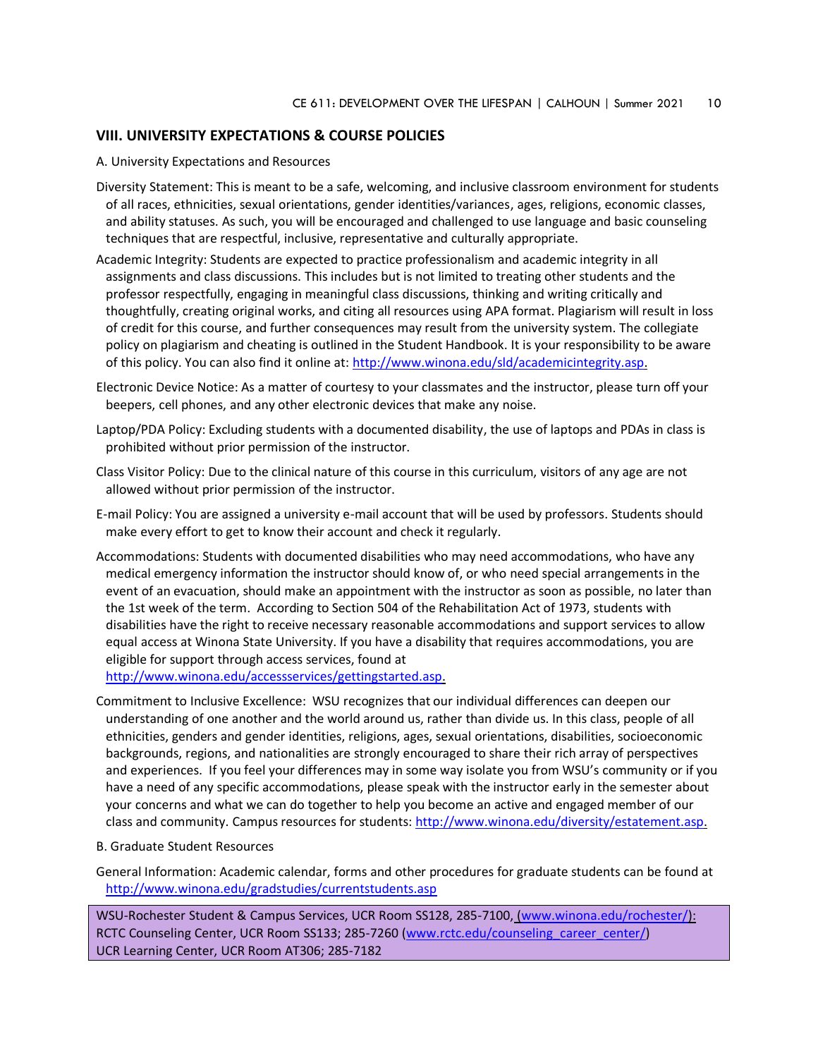## VIII. UNIVERSITY EXPECTATIONS & COURSE POLICIES

A. University Expectations and Resources

Diversity Statement: This is meant to be a safe, welcoming, and inclusive classroom environment for students of all races, ethnicities, sexual orientations, gender identities/variances, ages, religions, economic classes, and ability statuses. As such, you will be encouraged and challenged to use language and basic counseling techniques that are respectful, inclusive, representative and culturally appropriate.

Academic Integrity: Students are expected to practice professionalism and academic integrity in all assignments and class discussions. This includes but is not limited to treating other students and the professor respectfully, engaging in meaningful class discussions, thinking and writing critically and thoughtfully, creating original works, and citing all resources using APA format. Plagiarism will result in loss of credit for this course, and further consequences may result from the university system. The collegiate policy on plagiarism and cheating is outlined in the Student Handbook. It is your responsibility to be aware of this policy. You can also find it online at: http://www.winona.edu/sld/academicintegrity.asp.

Electronic Device Notice: As a matter of courtesy to your classmates and the instructor, please turn off your beepers, cell phones, and any other electronic devices that make any noise.

Laptop/PDA Policy: Excluding students with a documented disability, the use of laptops and PDAs in class is prohibited without prior permission of the instructor.

Class Visitor Policy: Due to the clinical nature of this course in this curriculum, visitors of any age are not allowed without prior permission of the instructor.

E-mail Policy: You are assigned a university e-mail account that will be used by professors. Students should make every effort to get to know their account and check it regularly.

Accommodations: Students with documented disabilities who may need accommodations, who have any medical emergency information the instructor should know of, or who need special arrangements in the event of an evacuation, should make an appointment with the instructor as soon as possible, no later than the 1st week of the term. According to Section 504 of the Rehabilitation Act of 1973, students with disabilities have the right to receive necessary reasonable accommodations and support services to allow equal access at Winona State University. If you have a disability that requires accommodations, you are eligible for support through access services, found at http://www.winona.edu/accessservices/gettingstarted.asp.

Commitment to Inclusive Excellence: WSU recognizes that our individual differences can deepen our understanding of one another and the world around us, rather than divide us. In this class, people of all ethnicities, genders and gender identities, religions, ages, sexual orientations, disabilities, socioeconomic backgrounds, regions, and nationalities are strongly encouraged to share their rich array of perspectives and experiences. If you feel your differences may in some way isolate you from WSU's community or if you have a need of any specific accommodations, please speak with the instructor early in the semester about your concerns and what we can do together to help you become an active and engaged member of our class and community. Campus resources for students: http://www.winona.edu/diversity/estatement.asp.

B. Graduate Student Resources

General Information: Academic calendar, forms and other procedures for graduate students can be found at http://www.winona.edu/gradstudies/currentstudents.asp

WSU-Rochester Student & Campus Services, UCR Room SS128, 285-7100, (www.winona.edu/rochester/):
RCTC Counseling Center, UCR Room SS133; 285-7260 (www.rctc.edu/counseling_career_center/)
UCR Learning Center, UCR Room AT306; 285-7182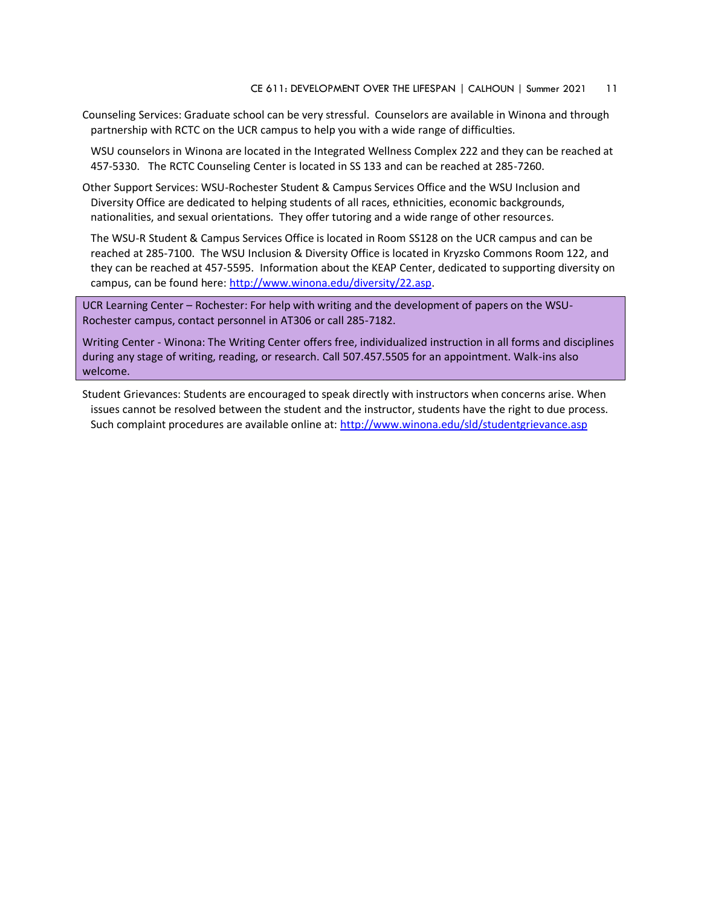Counseling Services: Graduate school can be very stressful. Counselors are available in Winona and through partnership with RCTC on the UCR campus to help you with a wide range of difficulties.

WSU counselors in Winona are located in the Integrated Wellness Complex 222 and they can be reached at 457-5330. The RCTC Counseling Center is located in SS 133 and can be reached at 285-7260.

Other Support Services: WSU-Rochester Student & Campus Services Office and the WSU Inclusion and Diversity Office are dedicated to helping students of all races, ethnicities, economic backgrounds, nationalities, and sexual orientations. They offer tutoring and a wide range of other resources.

The WSU-R Student & Campus Services Office is located in Room SS128 on the UCR campus and can be reached at 285-7100. The WSU Inclusion & Diversity Office is located in Kryzsko Commons Room 122, and they can be reached at 457-5595. Information about the KEAP Center, dedicated to supporting diversity on campus, can be found here: http://www.winona.edu/diversity/22.asp.

UCR Learning Center – Rochester: For help with writing and the development of papers on the WSU-Rochester campus, contact personnel in AT306 or call 285-7182.

Writing Center - Winona: The Writing Center offers free, individualized instruction in all forms and disciplines during any stage of writing, reading, or research. Call 507.457.5505 for an appointment. Walk-ins also welcome.

Student Grievances: Students are encouraged to speak directly with instructors when concerns arise. When issues cannot be resolved between the student and the instructor, students have the right to due process. Such complaint procedures are available online at: http://www.winona.edu/sld/studentgrievance.asp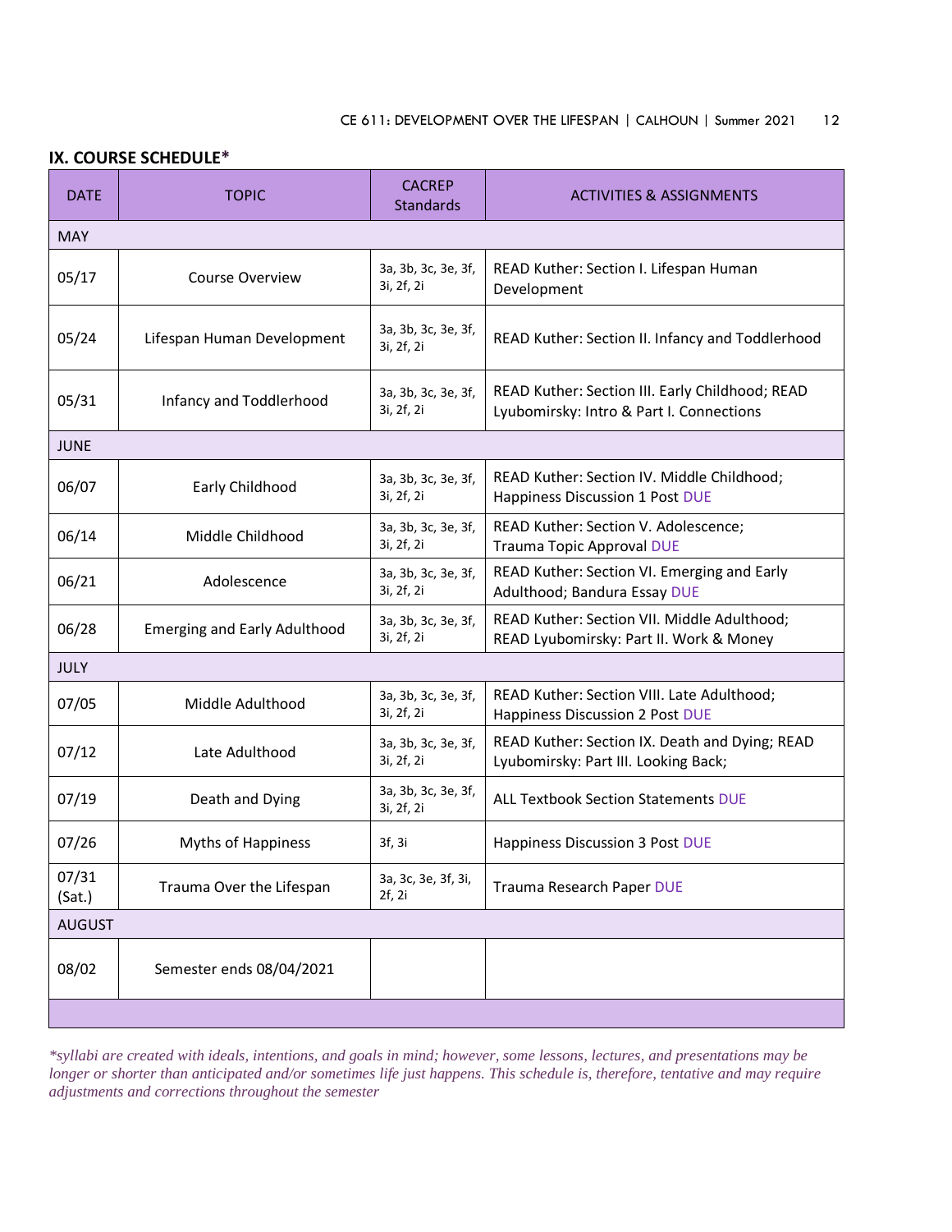## IX. COURSE SCHEDULE*

| DATE | TOPIC | CACREP Standards | ACTIVITIES & ASSIGNMENTS |
|---|---|---|---|
| MAY | | | |
| 05/17 | Course Overview | 3a, 3b, 3c, 3e, 3f, 3i, 2f, 2i | READ Kuther: Section I. Lifespan Human Development |
| 05/24 | Lifespan Human Development | 3a, 3b, 3c, 3e, 3f, 3i, 2f, 2i | READ Kuther: Section II. Infancy and Toddlerhood |
| 05/31 | Infancy and Toddlerhood | 3a, 3b, 3c, 3e, 3f, 3i, 2f, 2i | READ Kuther: Section III. Early Childhood; READ Lyubomirsky: Intro & Part I. Connections |
| JUNE | | | |
| 06/07 | Early Childhood | 3a, 3b, 3c, 3e, 3f, 3i, 2f, 2i | READ Kuther: Section IV. Middle Childhood; Happiness Discussion 1 Post DUE |
| 06/14 | Middle Childhood | 3a, 3b, 3c, 3e, 3f, 3i, 2f, 2i | READ Kuther: Section V. Adolescence; Trauma Topic Approval DUE |
| 06/21 | Adolescence | 3a, 3b, 3c, 3e, 3f, 3i, 2f, 2i | READ Kuther: Section VI. Emerging and Early Adulthood; Bandura Essay DUE |
| 06/28 | Emerging and Early Adulthood | 3a, 3b, 3c, 3e, 3f, 3i, 2f, 2i | READ Kuther: Section VII. Middle Adulthood; READ Lyubomirsky: Part II. Work & Money |
| JULY | | | |
| 07/05 | Middle Adulthood | 3a, 3b, 3c, 3e, 3f, 3i, 2f, 2i | READ Kuther: Section VIII. Late Adulthood; Happiness Discussion 2 Post DUE |
| 07/12 | Late Adulthood | 3a, 3b, 3c, 3e, 3f, 3i, 2f, 2i | READ Kuther: Section IX. Death and Dying; READ Lyubomirsky: Part III. Looking Back; |
| 07/19 | Death and Dying | 3a, 3b, 3c, 3e, 3f, 3i, 2f, 2i | ALL Textbook Section Statements DUE |
| 07/26 | Myths of Happiness | 3f, 3i | Happiness Discussion 3 Post DUE |
| 07/31 (Sat.) | Trauma Over the Lifespan | 3a, 3c, 3e, 3f, 3i, 2f, 2i | Trauma Research Paper DUE |
| AUGUST | | | |
| 08/02 | Semester ends 08/04/2021 | | |

*\*syllabi are created with ideals, intentions, and goals in mind; however, some lessons, lectures, and presentations may be longer or shorter than anticipated and/or sometimes life just happens. This schedule is, therefore, tentative and may require adjustments and corrections throughout the semester*